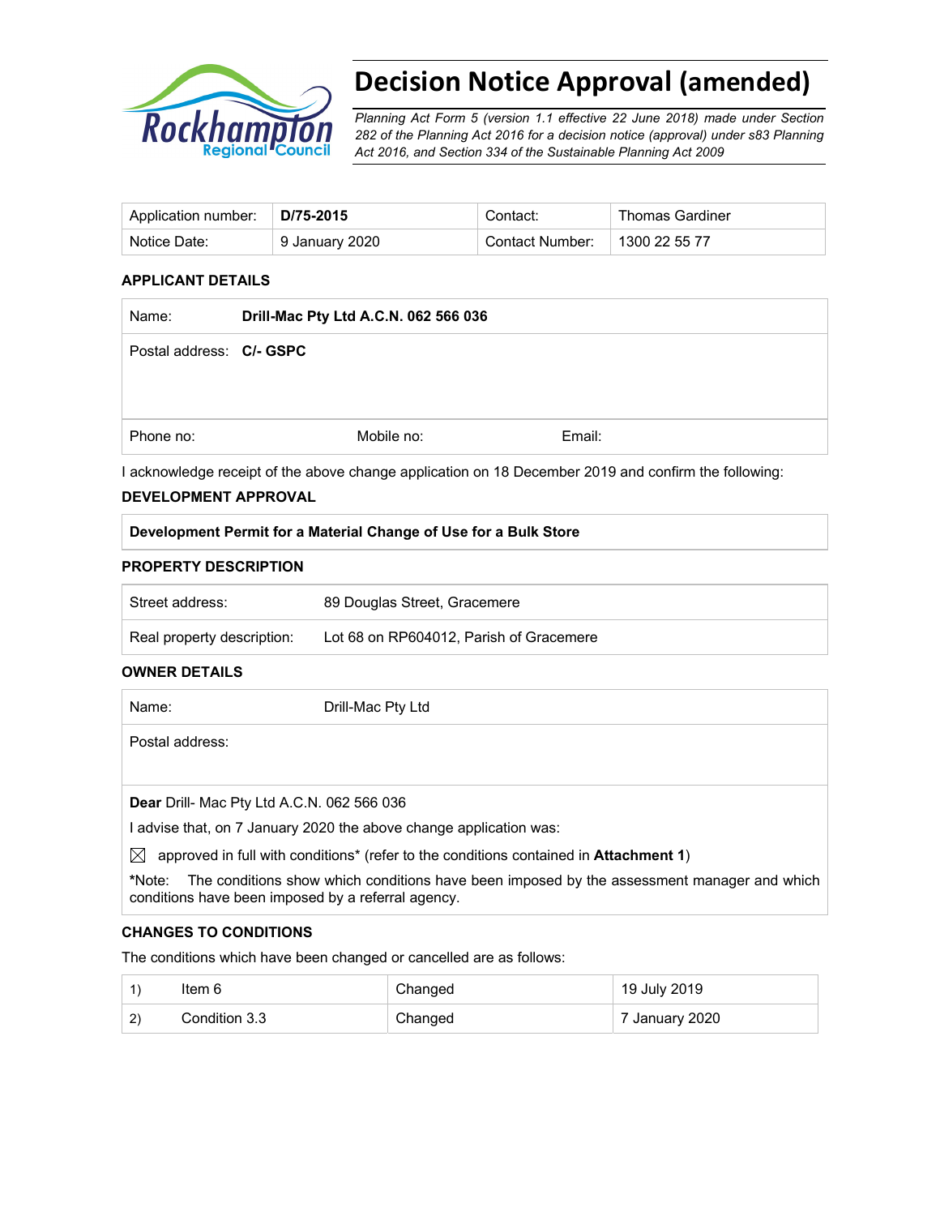# Decision Notice Approval (amended)

*Planning Act Form 5 (version 1.1 effective 22 June 2018) made under Section 282 of the Planning Act 2016 for a decision notice (approval) under s83 Planning Act 2016, and Section 334 of the Sustainable Planning Act 2009*

| Application number: | **D/75-2015** | Contact: | Thomas Gardiner |
|---|---|---|---|
| Notice Date: | 9 January 2020 | Contact Number: | 1300 22 55 77 |

### APPLICANT DETAILS

| Name: | **Drill-Mac Pty Ltd A.C.N. 062 566 036** | |
|---|---|---|
| Postal address: | **C/- GSPC** | |
| Phone no: | Mobile no: | Email: |

I acknowledge receipt of the above change application on 18 December 2019 and confirm the following:

### DEVELOPMENT APPROVAL

| **Development Permit for a Material Change of Use for a Bulk Store** |
|---|

### PROPERTY DESCRIPTION

| Street address: | 89 Douglas Street, Gracemere |
|---|---|
| Real property description: | Lot 68 on RP604012, Parish of Gracemere |

### OWNER DETAILS

| Name: | Drill-Mac Pty Ltd |
|---|---|
| Postal address: | |

**Dear** Drill- Mac Pty Ltd A.C.N. 062 566 036

I advise that, on 7 January 2020 the above change application was:

☒ approved in full with conditions* (refer to the conditions contained in **Attachment 1**)

***Note:** The conditions show which conditions have been imposed by the assessment manager and which conditions have been imposed by a referral agency.

### CHANGES TO CONDITIONS

The conditions which have been changed or cancelled are as follows:

| 1) | Item 6 | Changed | 19 July 2019 |
|---|---|---|---|
| 2) | Condition 3.3 | Changed | 7 January 2020 |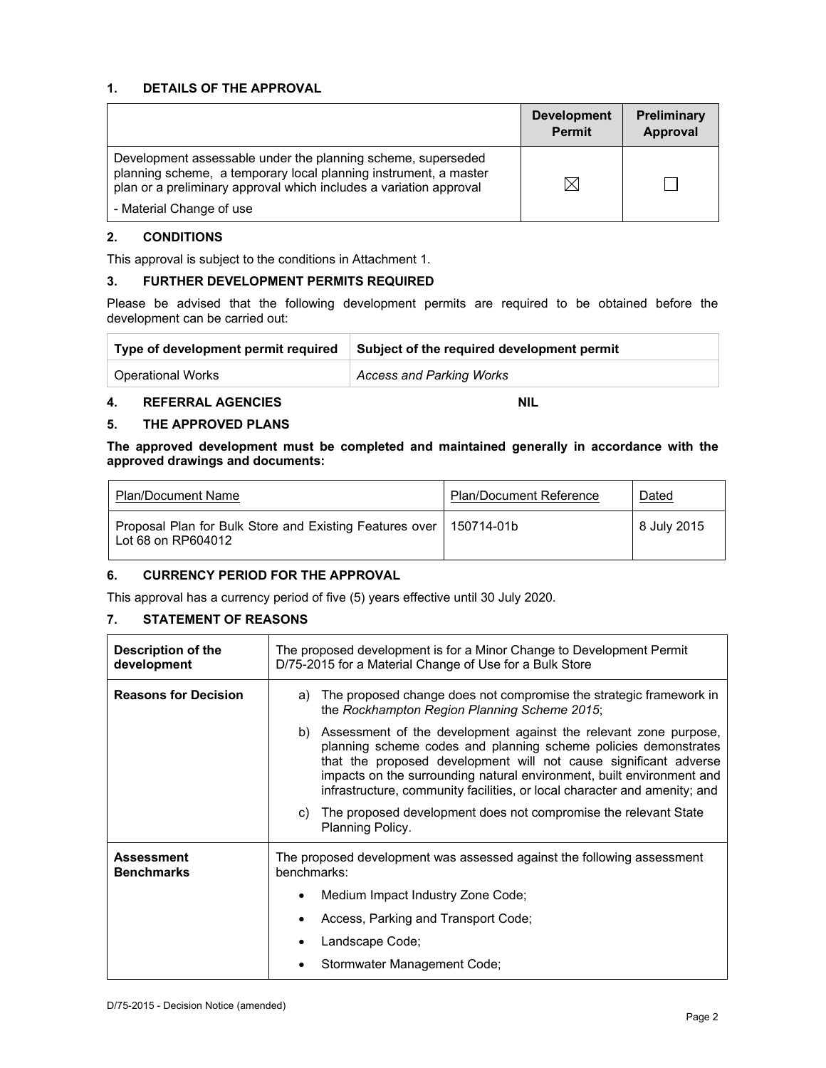## 1. DETAILS OF THE APPROVAL

| | Development Permit | Preliminary Approval |
|---|---|---|
| Development assessable under the planning scheme, superseded planning scheme, a temporary local planning instrument, a master plan or a preliminary approval which includes a variation approval<br>- Material Change of use | ☒ | ☐ |

## 2. CONDITIONS

This approval is subject to the conditions in Attachment 1.

## 3. FURTHER DEVELOPMENT PERMITS REQUIRED

Please be advised that the following development permits are required to be obtained before the development can be carried out:

| Type of development permit required | Subject of the required development permit |
|---|---|
| Operational Works | *Access and Parking Works* |

## 4. REFERRAL AGENCIES NIL

## 5. THE APPROVED PLANS

**The approved development must be completed and maintained generally in accordance with the approved drawings and documents:**

| Plan/Document Name | Plan/Document Reference | Dated |
|---|---|---|
| Proposal Plan for Bulk Store and Existing Features over Lot 68 on RP604012 | 150714-01b | 8 July 2015 |

## 6. CURRENCY PERIOD FOR THE APPROVAL

This approval has a currency period of five (5) years effective until 30 July 2020.

## 7. STATEMENT OF REASONS

| | |
|---|---|
| **Description of the development** | The proposed development is for a Minor Change to Development Permit D/75-2015 for a Material Change of Use for a Bulk Store |
| **Reasons for Decision** | a) The proposed change does not compromise the strategic framework in the *Rockhampton Region Planning Scheme 2015*;<br>b) Assessment of the development against the relevant zone purpose, planning scheme codes and planning scheme policies demonstrates that the proposed development will not cause significant adverse impacts on the surrounding natural environment, built environment and infrastructure, community facilities, or local character and amenity; and<br>c) The proposed development does not compromise the relevant State Planning Policy. |
| **Assessment Benchmarks** | The proposed development was assessed against the following assessment benchmarks:<br>• Medium Impact Industry Zone Code;<br>• Access, Parking and Transport Code;<br>• Landscape Code;<br>• Stormwater Management Code; |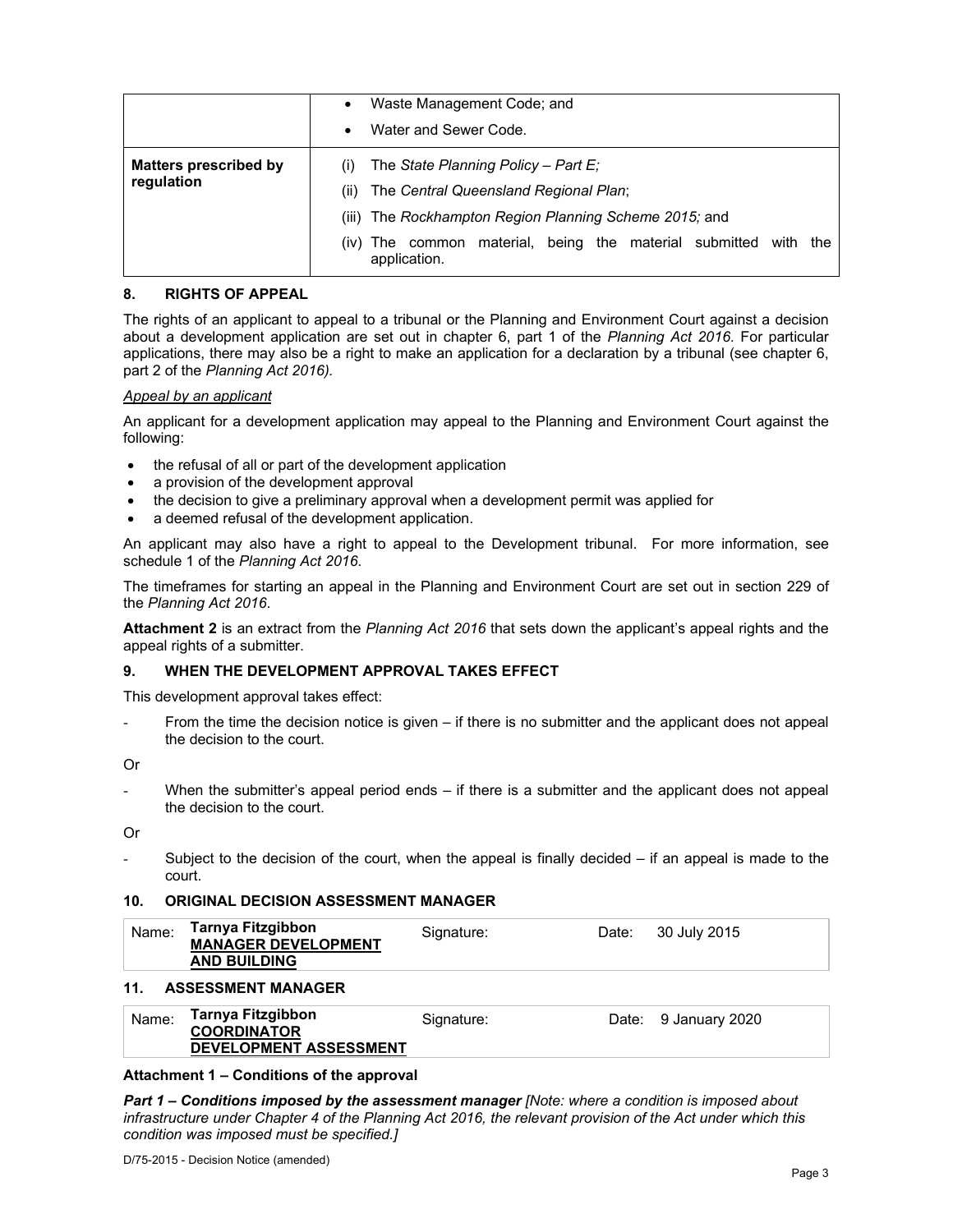| | • Waste Management Code; and<br>• Water and Sewer Code. |
|---|---|
| **Matters prescribed by regulation** | (i) The *State Planning Policy – Part E;*<br>(ii) The *Central Queensland Regional Plan*;<br>(iii) The *Rockhampton Region Planning Scheme 2015;* and<br>(iv) The common material, being the material submitted with the application. |

## 8. RIGHTS OF APPEAL

The rights of an applicant to appeal to a tribunal or the Planning and Environment Court against a decision about a development application are set out in chapter 6, part 1 of the *Planning Act 2016*. For particular applications, there may also be a right to make an application for a declaration by a tribunal (see chapter 6, part 2 of the *Planning Act 2016).*

*Appeal by an applicant*

An applicant for a development application may appeal to the Planning and Environment Court against the following:

- the refusal of all or part of the development application
- a provision of the development approval
- the decision to give a preliminary approval when a development permit was applied for
- a deemed refusal of the development application.

An applicant may also have a right to appeal to the Development tribunal. For more information, see schedule 1 of the *Planning Act 2016*.

The timeframes for starting an appeal in the Planning and Environment Court are set out in section 229 of the *Planning Act 2016*.

**Attachment 2** is an extract from the *Planning Act 2016* that sets down the applicant's appeal rights and the appeal rights of a submitter.

## 9. WHEN THE DEVELOPMENT APPROVAL TAKES EFFECT

This development approval takes effect:

- From the time the decision notice is given – if there is no submitter and the applicant does not appeal the decision to the court.

Or

- When the submitter's appeal period ends – if there is a submitter and the applicant does not appeal the decision to the court.

Or

- Subject to the decision of the court, when the appeal is finally decided – if an appeal is made to the court.

## 10. ORIGINAL DECISION ASSESSMENT MANAGER

| Name: | **Tarnya Fitzgibbon**<br>**MANAGER DEVELOPMENT AND BUILDING** | Signature: | Date: | 30 July 2015 |
|---|---|---|---|---|

## 11. ASSESSMENT MANAGER

| Name: | **Tarnya Fitzgibbon**<br>**COORDINATOR DEVELOPMENT ASSESSMENT** | Signature: | Date: | 9 January 2020 |
|---|---|---|---|---|

### Attachment 1 – Conditions of the approval

***Part 1 – Conditions imposed by the assessment manager*** *[Note: where a condition is imposed about infrastructure under Chapter 4 of the Planning Act 2016, the relevant provision of the Act under which this condition was imposed must be specified.]*

D/75-2015 - Decision Notice (amended)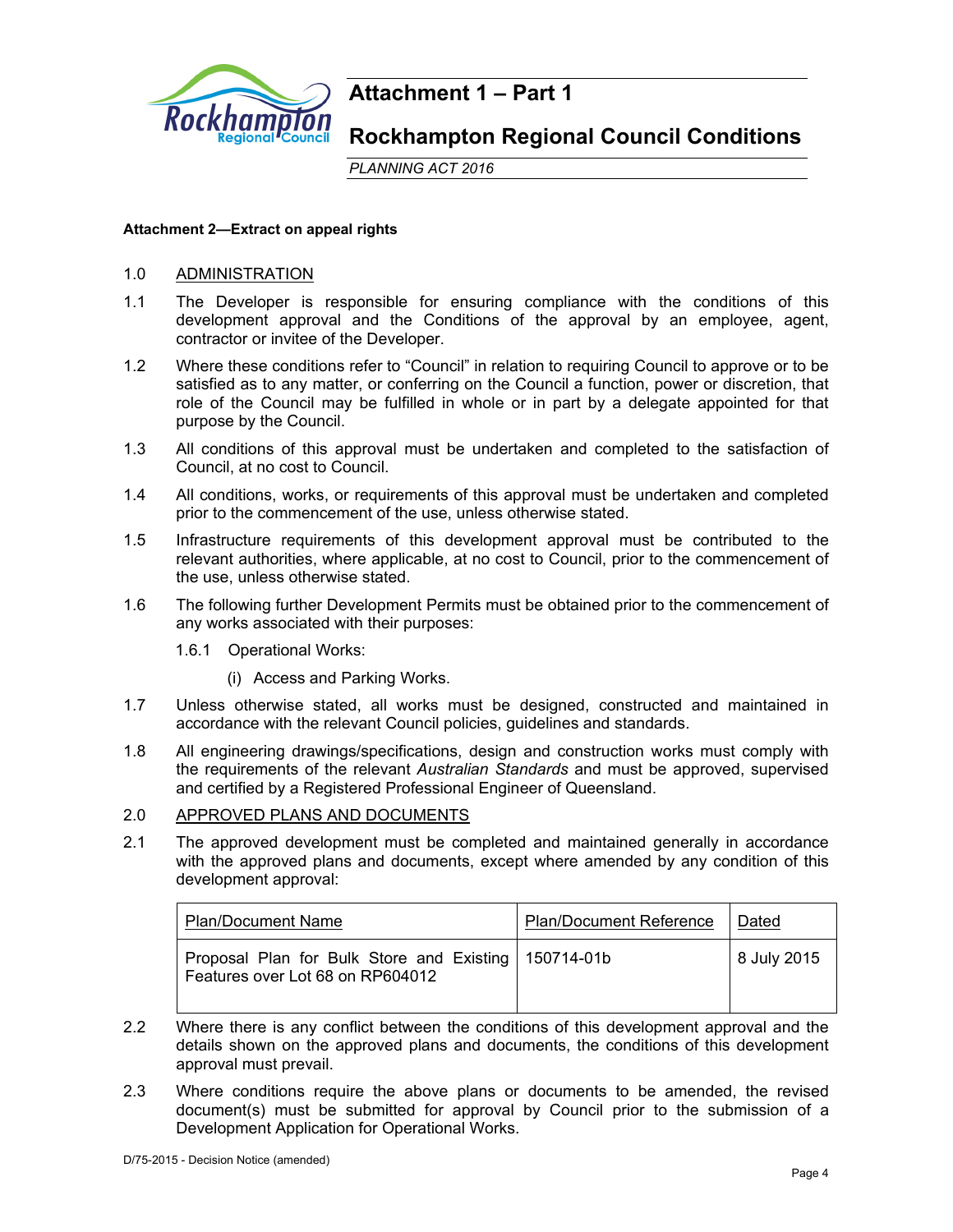# Attachment 1 – Part 1

# Rockhampton Regional Council Conditions

*PLANNING ACT 2016*

**Attachment 2—Extract on appeal rights**

1.0 ADMINISTRATION

1.1 The Developer is responsible for ensuring compliance with the conditions of this development approval and the Conditions of the approval by an employee, agent, contractor or invitee of the Developer.

1.2 Where these conditions refer to "Council" in relation to requiring Council to approve or to be satisfied as to any matter, or conferring on the Council a function, power or discretion, that role of the Council may be fulfilled in whole or in part by a delegate appointed for that purpose by the Council.

1.3 All conditions of this approval must be undertaken and completed to the satisfaction of Council, at no cost to Council.

1.4 All conditions, works, or requirements of this approval must be undertaken and completed prior to the commencement of the use, unless otherwise stated.

1.5 Infrastructure requirements of this development approval must be contributed to the relevant authorities, where applicable, at no cost to Council, prior to the commencement of the use, unless otherwise stated.

1.6 The following further Development Permits must be obtained prior to the commencement of any works associated with their purposes:

1.6.1 Operational Works:

(i) Access and Parking Works.

1.7 Unless otherwise stated, all works must be designed, constructed and maintained in accordance with the relevant Council policies, guidelines and standards.

1.8 All engineering drawings/specifications, design and construction works must comply with the requirements of the relevant *Australian Standards* and must be approved, supervised and certified by a Registered Professional Engineer of Queensland.

2.0 APPROVED PLANS AND DOCUMENTS

2.1 The approved development must be completed and maintained generally in accordance with the approved plans and documents, except where amended by any condition of this development approval:

| Plan/Document Name | Plan/Document Reference | Dated |
|---|---|---|
| Proposal Plan for Bulk Store and Existing Features over Lot 68 on RP604012 | 150714-01b | 8 July 2015 |

2.2 Where there is any conflict between the conditions of this development approval and the details shown on the approved plans and documents, the conditions of this development approval must prevail.

2.3 Where conditions require the above plans or documents to be amended, the revised document(s) must be submitted for approval by Council prior to the submission of a Development Application for Operational Works.

D/75-2015 - Decision Notice (amended)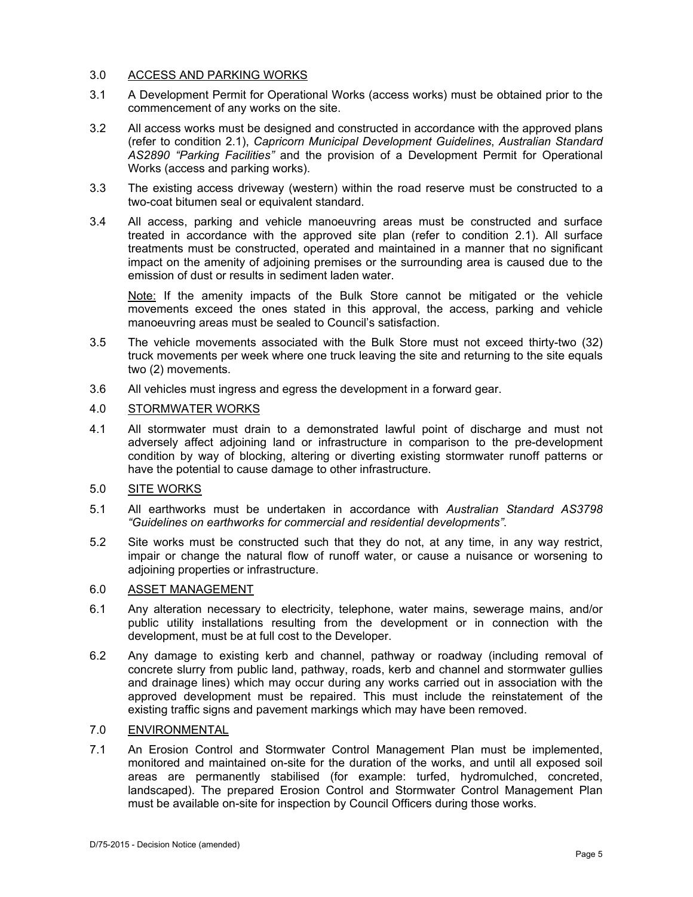## 3.0 ACCESS AND PARKING WORKS

3.1 A Development Permit for Operational Works (access works) must be obtained prior to the commencement of any works on the site.

3.2 All access works must be designed and constructed in accordance with the approved plans (refer to condition 2.1), *Capricorn Municipal Development Guidelines*, *Australian Standard AS2890 "Parking Facilities"* and the provision of a Development Permit for Operational Works (access and parking works).

3.3 The existing access driveway (western) within the road reserve must be constructed to a two-coat bitumen seal or equivalent standard.

3.4 All access, parking and vehicle manoeuvring areas must be constructed and surface treated in accordance with the approved site plan (refer to condition 2.1). All surface treatments must be constructed, operated and maintained in a manner that no significant impact on the amenity of adjoining premises or the surrounding area is caused due to the emission of dust or results in sediment laden water.

Note: If the amenity impacts of the Bulk Store cannot be mitigated or the vehicle movements exceed the ones stated in this approval, the access, parking and vehicle manoeuvring areas must be sealed to Council's satisfaction.

3.5 The vehicle movements associated with the Bulk Store must not exceed thirty-two (32) truck movements per week where one truck leaving the site and returning to the site equals two (2) movements.

3.6 All vehicles must ingress and egress the development in a forward gear.

## 4.0 STORMWATER WORKS

4.1 All stormwater must drain to a demonstrated lawful point of discharge and must not adversely affect adjoining land or infrastructure in comparison to the pre-development condition by way of blocking, altering or diverting existing stormwater runoff patterns or have the potential to cause damage to other infrastructure.

## 5.0 SITE WORKS

5.1 All earthworks must be undertaken in accordance with *Australian Standard AS3798 "Guidelines on earthworks for commercial and residential developments"*.

5.2 Site works must be constructed such that they do not, at any time, in any way restrict, impair or change the natural flow of runoff water, or cause a nuisance or worsening to adjoining properties or infrastructure.

## 6.0 ASSET MANAGEMENT

6.1 Any alteration necessary to electricity, telephone, water mains, sewerage mains, and/or public utility installations resulting from the development or in connection with the development, must be at full cost to the Developer.

6.2 Any damage to existing kerb and channel, pathway or roadway (including removal of concrete slurry from public land, pathway, roads, kerb and channel and stormwater gullies and drainage lines) which may occur during any works carried out in association with the approved development must be repaired. This must include the reinstatement of the existing traffic signs and pavement markings which may have been removed.

## 7.0 ENVIRONMENTAL

7.1 An Erosion Control and Stormwater Control Management Plan must be implemented, monitored and maintained on-site for the duration of the works, and until all exposed soil areas are permanently stabilised (for example: turfed, hydromulched, concreted, landscaped). The prepared Erosion Control and Stormwater Control Management Plan must be available on-site for inspection by Council Officers during those works.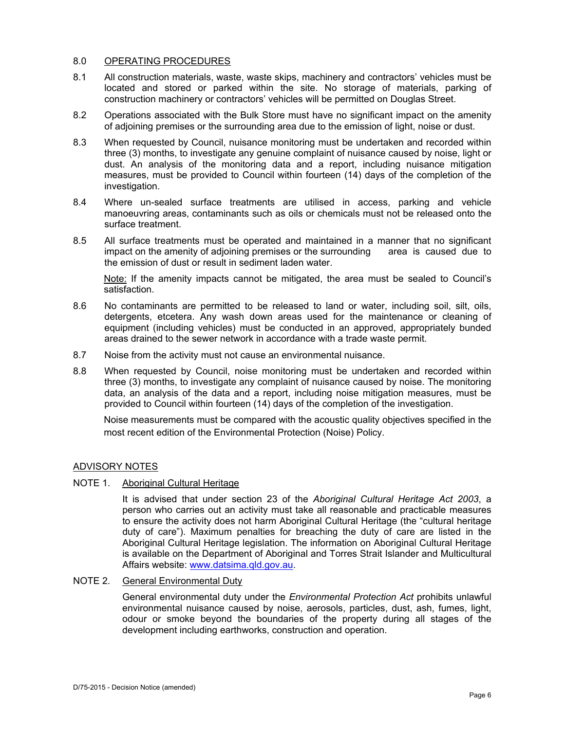## 8.0 OPERATING PROCEDURES

8.1 All construction materials, waste, waste skips, machinery and contractors' vehicles must be located and stored or parked within the site. No storage of materials, parking of construction machinery or contractors' vehicles will be permitted on Douglas Street.

8.2 Operations associated with the Bulk Store must have no significant impact on the amenity of adjoining premises or the surrounding area due to the emission of light, noise or dust.

8.3 When requested by Council, nuisance monitoring must be undertaken and recorded within three (3) months, to investigate any genuine complaint of nuisance caused by noise, light or dust. An analysis of the monitoring data and a report, including nuisance mitigation measures, must be provided to Council within fourteen (14) days of the completion of the investigation.

8.4 Where un-sealed surface treatments are utilised in access, parking and vehicle manoeuvring areas, contaminants such as oils or chemicals must not be released onto the surface treatment.

8.5 All surface treatments must be operated and maintained in a manner that no significant impact on the amenity of adjoining premises or the surrounding area is caused due to the emission of dust or result in sediment laden water.

Note: If the amenity impacts cannot be mitigated, the area must be sealed to Council's satisfaction.

8.6 No contaminants are permitted to be released to land or water, including soil, silt, oils, detergents, etcetera. Any wash down areas used for the maintenance or cleaning of equipment (including vehicles) must be conducted in an approved, appropriately bunded areas drained to the sewer network in accordance with a trade waste permit.

8.7 Noise from the activity must not cause an environmental nuisance.

8.8 When requested by Council, noise monitoring must be undertaken and recorded within three (3) months, to investigate any complaint of nuisance caused by noise. The monitoring data, an analysis of the data and a report, including noise mitigation measures, must be provided to Council within fourteen (14) days of the completion of the investigation.

Noise measurements must be compared with the acoustic quality objectives specified in the most recent edition of the Environmental Protection (Noise) Policy.

## ADVISORY NOTES

NOTE 1. Aboriginal Cultural Heritage

It is advised that under section 23 of the *Aboriginal Cultural Heritage Act 2003*, a person who carries out an activity must take all reasonable and practicable measures to ensure the activity does not harm Aboriginal Cultural Heritage (the "cultural heritage duty of care"). Maximum penalties for breaching the duty of care are listed in the Aboriginal Cultural Heritage legislation. The information on Aboriginal Cultural Heritage is available on the Department of Aboriginal and Torres Strait Islander and Multicultural Affairs website: www.datsima.qld.gov.au.

NOTE 2. General Environmental Duty

General environmental duty under the *Environmental Protection Act* prohibits unlawful environmental nuisance caused by noise, aerosols, particles, dust, ash, fumes, light, odour or smoke beyond the boundaries of the property during all stages of the development including earthworks, construction and operation.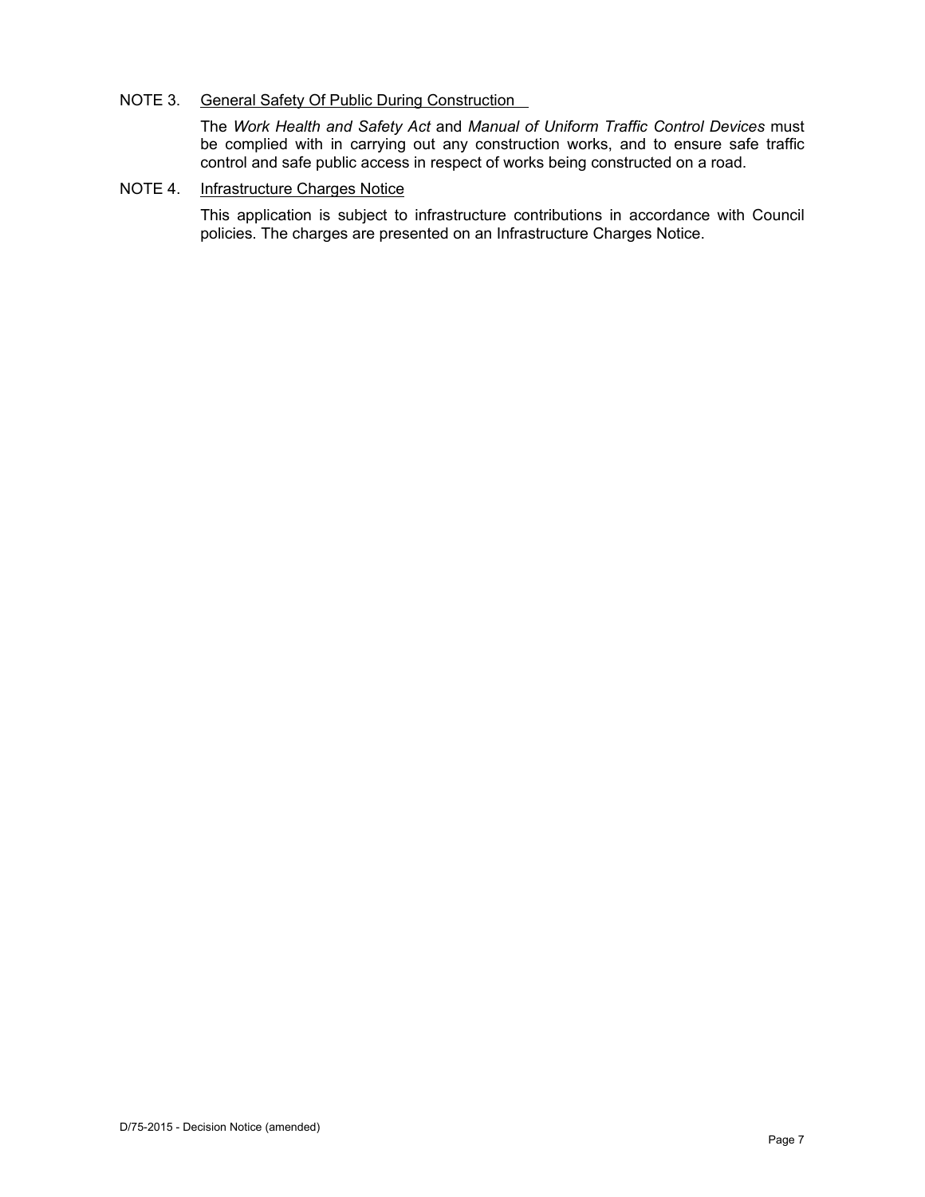NOTE 3. <u>General Safety Of Public During Construction</u>

The *Work Health and Safety Act* and *Manual of Uniform Traffic Control Devices* must be complied with in carrying out any construction works, and to ensure safe traffic control and safe public access in respect of works being constructed on a road.

NOTE 4. <u>Infrastructure Charges Notice</u>

This application is subject to infrastructure contributions in accordance with Council policies. The charges are presented on an Infrastructure Charges Notice.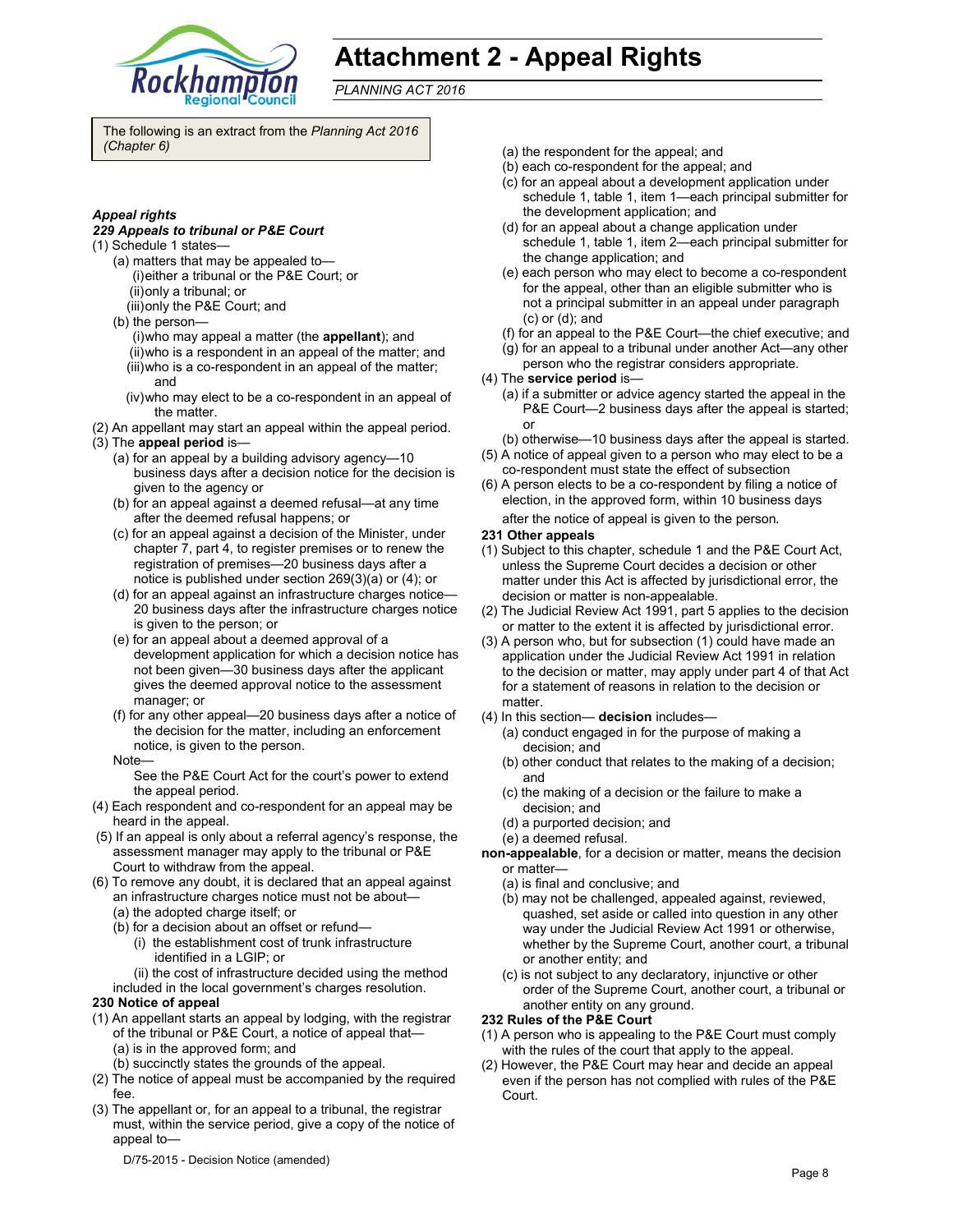# Attachment 2 - Appeal Rights

*PLANNING ACT 2016*

The following is an extract from the *Planning Act 2016 (Chapter 6)*

### *Appeal rights*

#### *229 Appeals to tribunal or P&E Court*

(1) Schedule 1 states—

- (a) matters that may be appealed to—
  - (i) either a tribunal or the P&E Court; or
  - (ii) only a tribunal; or
  - (iii) only the P&E Court; and
- (b) the person—
  - (i) who may appeal a matter (the **appellant**); and
  - (ii) who is a respondent in an appeal of the matter; and
  - (iii) who is a co-respondent in an appeal of the matter; and
  - (iv) who may elect to be a co-respondent in an appeal of the matter.

(2) An appellant may start an appeal within the appeal period.

(3) The **appeal period** is—

- (a) for an appeal by a building advisory agency—10 business days after a decision notice for the decision is given to the agency or
- (b) for an appeal against a deemed refusal—at any time after the deemed refusal happens; or
- (c) for an appeal against a decision of the Minister, under chapter 7, part 4, to register premises or to renew the registration of premises—20 business days after a notice is published under section 269(3)(a) or (4); or
- (d) for an appeal against an infrastructure charges notice—20 business days after the infrastructure charges notice is given to the person; or
- (e) for an appeal about a deemed approval of a development application for which a decision notice has not been given—30 business days after the applicant gives the deemed approval notice to the assessment manager; or
- (f) for any other appeal—20 business days after a notice of the decision for the matter, including an enforcement notice, is given to the person.

Note—

See the P&E Court Act for the court's power to extend the appeal period.

(4) Each respondent and co-respondent for an appeal may be heard in the appeal.

(5) If an appeal is only about a referral agency's response, the assessment manager may apply to the tribunal or P&E Court to withdraw from the appeal.

(6) To remove any doubt, it is declared that an appeal against an infrastructure charges notice must not be about—

- (a) the adopted charge itself; or
- (b) for a decision about an offset or refund—
  - (i) the establishment cost of trunk infrastructure identified in a LGIP; or
  - (ii) the cost of infrastructure decided using the method included in the local government's charges resolution.

#### 230 Notice of appeal

(1) An appellant starts an appeal by lodging, with the registrar of the tribunal or P&E Court, a notice of appeal that—

- (a) is in the approved form; and
- (b) succinctly states the grounds of the appeal.

(2) The notice of appeal must be accompanied by the required fee.

(3) The appellant or, for an appeal to a tribunal, the registrar must, within the service period, give a copy of the notice of appeal to—

- (a) the respondent for the appeal; and
- (b) each co-respondent for the appeal; and
- (c) for an appeal about a development application under schedule 1, table 1, item 1—each principal submitter for the development application; and
- (d) for an appeal about a change application under schedule 1, table 1, item 2—each principal submitter for the change application; and
- (e) each person who may elect to become a co-respondent for the appeal, other than an eligible submitter who is not a principal submitter in an appeal under paragraph (c) or (d); and
- (f) for an appeal to the P&E Court—the chief executive; and
- (g) for an appeal to a tribunal under another Act—any other person who the registrar considers appropriate.

(4) The **service period** is—

- (a) if a submitter or advice agency started the appeal in the P&E Court—2 business days after the appeal is started; or
- (b) otherwise—10 business days after the appeal is started.

(5) A notice of appeal given to a person who may elect to be a co-respondent must state the effect of subsection

(6) A person elects to be a co-respondent by filing a notice of election, in the approved form, within 10 business days after the notice of appeal is given to the person.

#### 231 Other appeals

(1) Subject to this chapter, schedule 1 and the P&E Court Act, unless the Supreme Court decides a decision or other matter under this Act is affected by jurisdictional error, the decision or matter is non-appealable.

(2) The Judicial Review Act 1991, part 5 applies to the decision or matter to the extent it is affected by jurisdictional error.

(3) A person who, but for subsection (1) could have made an application under the Judicial Review Act 1991 in relation to the decision or matter, may apply under part 4 of that Act for a statement of reasons in relation to the decision or matter.

(4) In this section— **decision** includes—

- (a) conduct engaged in for the purpose of making a decision; and
- (b) other conduct that relates to the making of a decision; and
- (c) the making of a decision or the failure to make a decision; and
- (d) a purported decision; and
- (e) a deemed refusal.

**non-appealable**, for a decision or matter, means the decision or matter—

- (a) is final and conclusive; and
- (b) may not be challenged, appealed against, reviewed, quashed, set aside or called into question in any other way under the Judicial Review Act 1991 or otherwise, whether by the Supreme Court, another court, a tribunal or another entity; and
- (c) is not subject to any declaratory, injunctive or other order of the Supreme Court, another court, a tribunal or another entity on any ground.

#### 232 Rules of the P&E Court

(1) A person who is appealing to the P&E Court must comply with the rules of the court that apply to the appeal.

(2) However, the P&E Court may hear and decide an appeal even if the person has not complied with rules of the P&E Court.

D/75-2015 - Decision Notice (amended)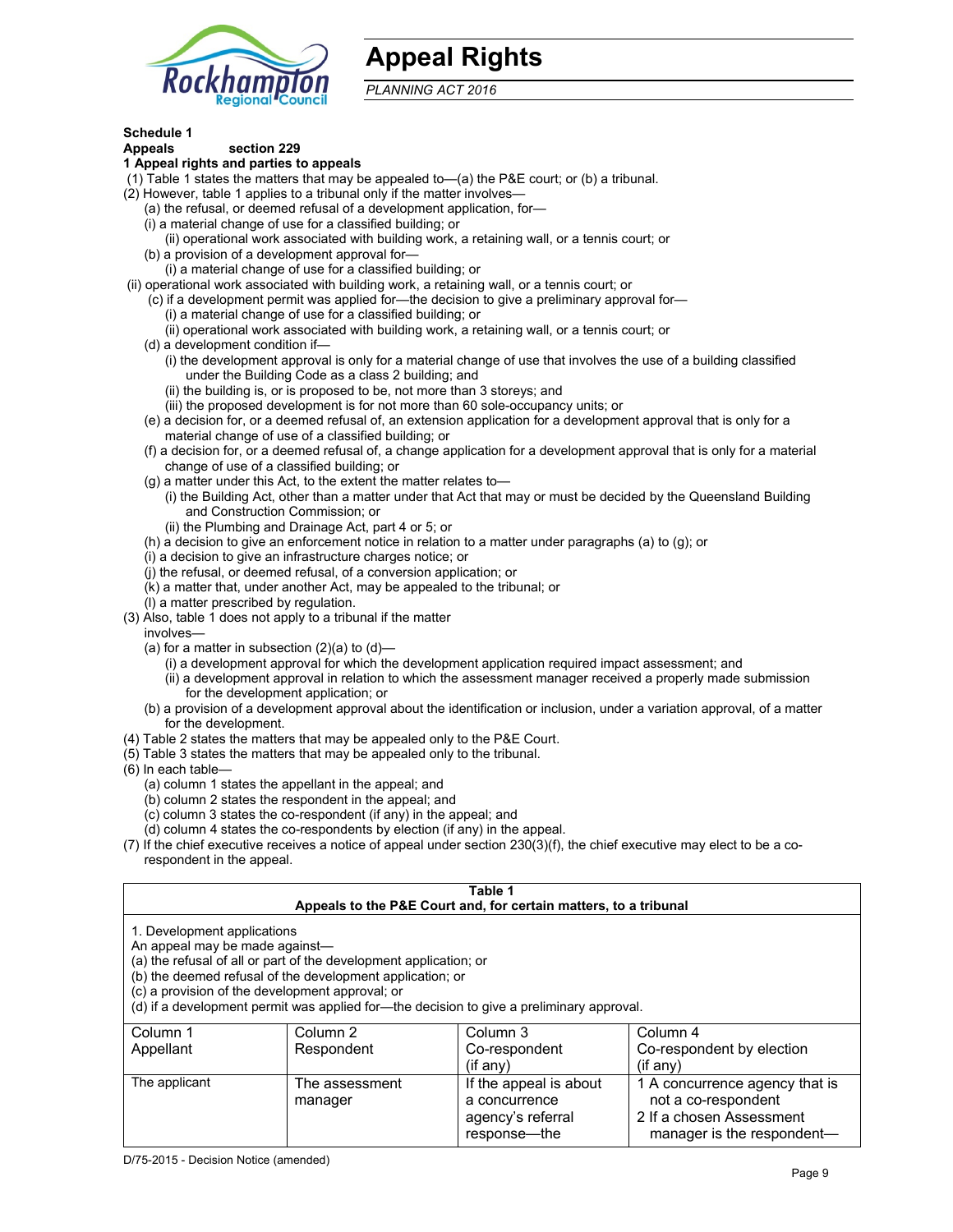# Appeal Rights

*PLANNING ACT 2016*

**Schedule 1**

**Appeals section 229**

**1 Appeal rights and parties to appeals**

(1) Table 1 states the matters that may be appealed to—(a) the P&E court; or (b) a tribunal.

(2) However, table 1 applies to a tribunal only if the matter involves—

(a) the refusal, or deemed refusal of a development application, for—

(i) a material change of use for a classified building; or

(ii) operational work associated with building work, a retaining wall, or a tennis court; or

(b) a provision of a development approval for—

(i) a material change of use for a classified building; or

(ii) operational work associated with building work, a retaining wall, or a tennis court; or

(c) if a development permit was applied for—the decision to give a preliminary approval for—

(i) a material change of use for a classified building; or

(ii) operational work associated with building work, a retaining wall, or a tennis court; or

(d) a development condition if—

(i) the development approval is only for a material change of use that involves the use of a building classified under the Building Code as a class 2 building; and

(ii) the building is, or is proposed to be, not more than 3 storeys; and

(iii) the proposed development is for not more than 60 sole-occupancy units; or

(e) a decision for, or a deemed refusal of, an extension application for a development approval that is only for a material change of use of a classified building; or

(f) a decision for, or a deemed refusal of, a change application for a development approval that is only for a material change of use of a classified building; or

(g) a matter under this Act, to the extent the matter relates to—

(i) the Building Act, other than a matter under that Act that may or must be decided by the Queensland Building and Construction Commission; or

(ii) the Plumbing and Drainage Act, part 4 or 5; or

(h) a decision to give an enforcement notice in relation to a matter under paragraphs (a) to (g); or

(i) a decision to give an infrastructure charges notice; or

(j) the refusal, or deemed refusal, of a conversion application; or

(k) a matter that, under another Act, may be appealed to the tribunal; or

(l) a matter prescribed by regulation.

(3) Also, table 1 does not apply to a tribunal if the matter involves—

(a) for a matter in subsection (2)(a) to (d)—

(i) a development approval for which the development application required impact assessment; and

(ii) a development approval in relation to which the assessment manager received a properly made submission for the development application; or

(b) a provision of a development approval about the identification or inclusion, under a variation approval, of a matter for the development.

(4) Table 2 states the matters that may be appealed only to the P&E Court.

(5) Table 3 states the matters that may be appealed only to the tribunal.

(6) In each table—

(a) column 1 states the appellant in the appeal; and

(b) column 2 states the respondent in the appeal; and

(c) column 3 states the co-respondent (if any) in the appeal; and

(d) column 4 states the co-respondents by election (if any) in the appeal.

(7) If the chief executive receives a notice of appeal under section 230(3)(f), the chief executive may elect to be a co-respondent in the appeal.

**Table 1**
**Appeals to the P&E Court and, for certain matters, to a tribunal**

1. Development applications

An appeal may be made against—

(a) the refusal of all or part of the development application; or

(b) the deemed refusal of the development application; or

(c) a provision of the development approval; or

(d) if a development permit was applied for—the decision to give a preliminary approval.

| Column 1<br>Appellant | Column 2<br>Respondent | Column 3<br>Co-respondent<br>(if any) | Column 4<br>Co-respondent by election<br>(if any) |
|---|---|---|---|
| The applicant | The assessment manager | If the appeal is about a concurrence agency's referral response—the | 1 A concurrence agency that is not a co-respondent<br>2 If a chosen Assessment manager is the respondent— |

D/75-2015 - Decision Notice (amended)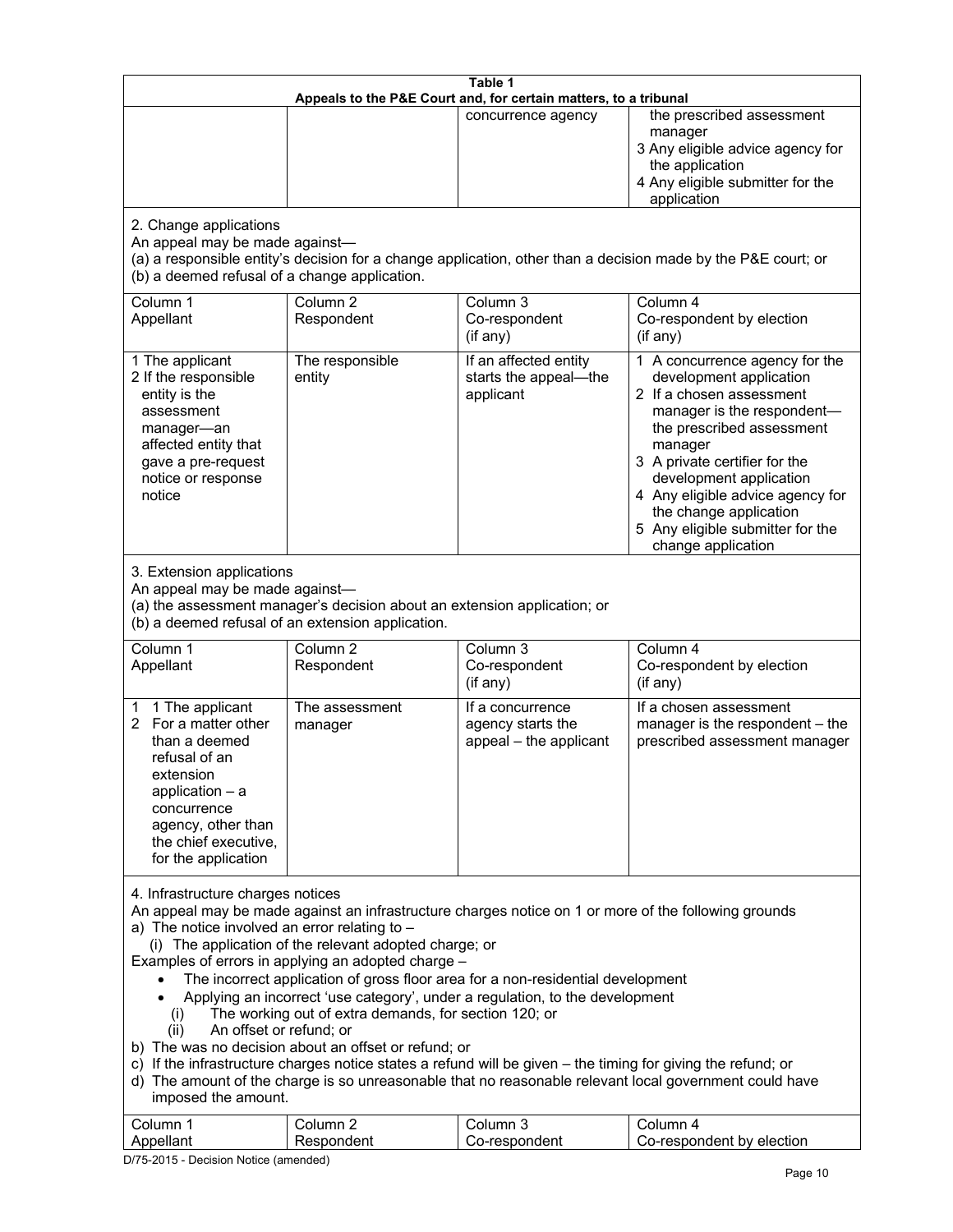**Table 1**
**Appeals to the P&E Court and, for certain matters, to a tribunal**

| | | | |
|---|---|---|---|
| | | concurrence agency | the prescribed assessment manager<br>3 Any eligible advice agency for the application<br>4 Any eligible submitter for the application |

2. Change applications

An appeal may be made against—

(a) a responsible entity's decision for a change application, other than a decision made by the P&E court; or

(b) a deemed refusal of a change application.

| Column 1<br>Appellant | Column 2<br>Respondent | Column 3<br>Co-respondent<br>(if any) | Column 4<br>Co-respondent by election<br>(if any) |
|---|---|---|---|
| 1 The applicant<br>2 If the responsible entity is the assessment manager—an affected entity that gave a pre-request notice or response notice | The responsible entity | If an affected entity starts the appeal—the applicant | 1 A concurrence agency for the development application<br>2 If a chosen assessment manager is the respondent—the prescribed assessment manager<br>3 A private certifier for the development application<br>4 Any eligible advice agency for the change application<br>5 Any eligible submitter for the change application |

3. Extension applications

An appeal may be made against—

(a) the assessment manager's decision about an extension application; or

(b) a deemed refusal of an extension application.

| Column 1<br>Appellant | Column 2<br>Respondent | Column 3<br>Co-respondent<br>(if any) | Column 4<br>Co-respondent by election<br>(if any) |
|---|---|---|---|
| 1 1 The applicant<br>2 For a matter other than a deemed refusal of an extension application – a concurrence agency, other than the chief executive, for the application | The assessment manager | If a concurrence agency starts the appeal – the applicant | If a chosen assessment manager is the respondent – the prescribed assessment manager |

4. Infrastructure charges notices

An appeal may be made against an infrastructure charges notice on 1 or more of the following grounds

a) The notice involved an error relating to –

(i) The application of the relevant adopted charge; or

Examples of errors in applying an adopted charge –

- The incorrect application of gross floor area for a non-residential development
- Applying an incorrect 'use category', under a regulation, to the development

(i) The working out of extra demands, for section 120; or

(ii) An offset or refund; or

b) The was no decision about an offset or refund; or

c) If the infrastructure charges notice states a refund will be given – the timing for giving the refund; or

d) The amount of the charge is so unreasonable that no reasonable relevant local government could have imposed the amount.

| Column 1<br>Appellant | Column 2<br>Respondent | Column 3<br>Co-respondent | Column 4<br>Co-respondent by election |
|---|---|---|---|

D/75-2015 - Decision Notice (amended)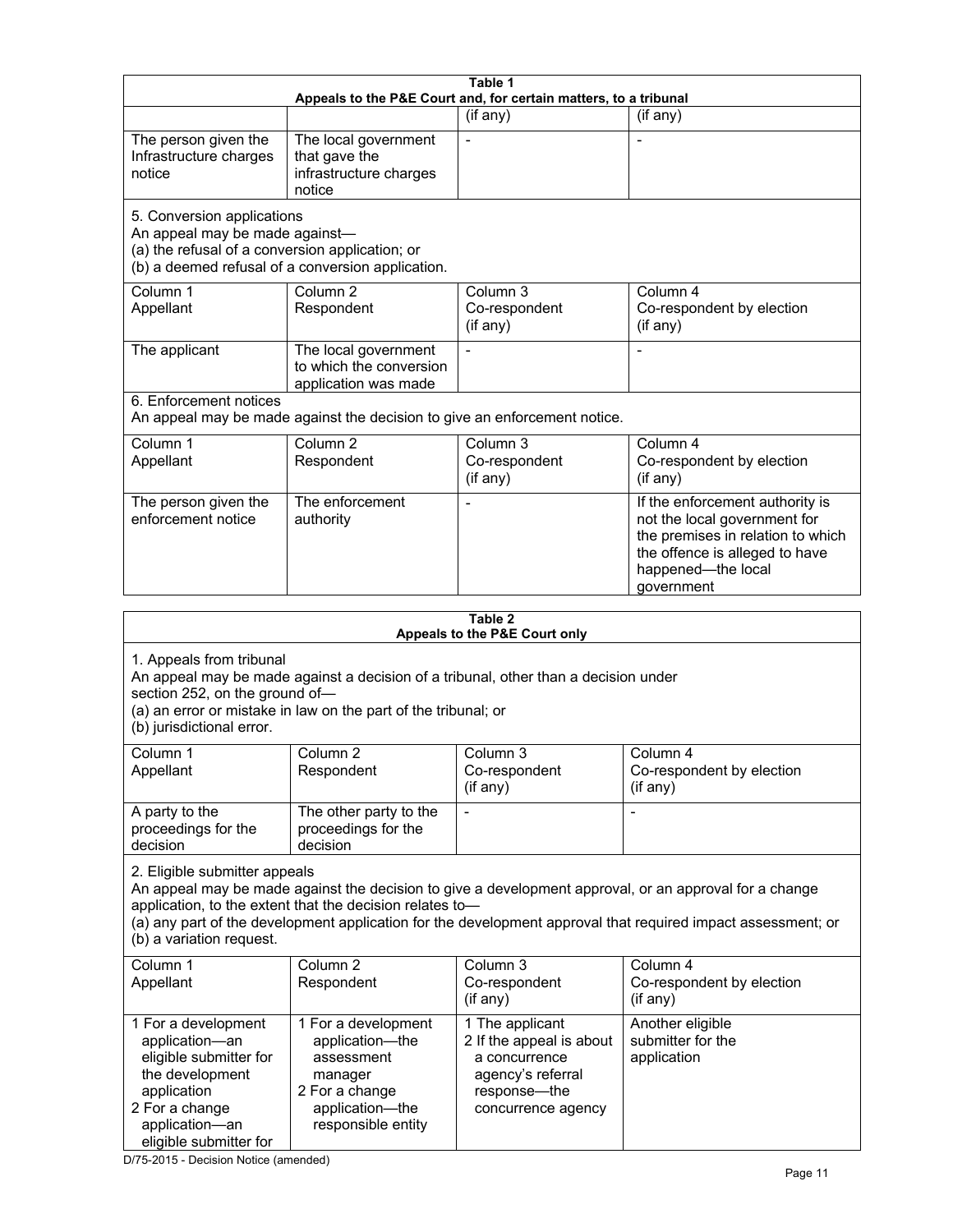**Table 1**
**Appeals to the P&E Court and, for certain matters, to a tribunal**

| | | (if any) | (if any) |
|---|---|---|---|
| The person given the Infrastructure charges notice | The local government that gave the infrastructure charges notice | - | - |

5. Conversion applications
An appeal may be made against—
(a) the refusal of a conversion application; or
(b) a deemed refusal of a conversion application.

| Column 1<br>Appellant | Column 2<br>Respondent | Column 3<br>Co-respondent<br>(if any) | Column 4<br>Co-respondent by election<br>(if any) |
|---|---|---|---|
| The applicant | The local government to which the conversion application was made | - | - |

6. Enforcement notices
An appeal may be made against the decision to give an enforcement notice.

| Column 1<br>Appellant | Column 2<br>Respondent | Column 3<br>Co-respondent<br>(if any) | Column 4<br>Co-respondent by election<br>(if any) |
|---|---|---|---|
| The person given the enforcement notice | The enforcement authority | - | If the enforcement authority is not the local government for the premises in relation to which the offence is alleged to have happened—the local government |

**Table 2**
**Appeals to the P&E Court only**

1. Appeals from tribunal
An appeal may be made against a decision of a tribunal, other than a decision under section 252, on the ground of—
(a) an error or mistake in law on the part of the tribunal; or
(b) jurisdictional error.

| Column 1<br>Appellant | Column 2<br>Respondent | Column 3<br>Co-respondent<br>(if any) | Column 4<br>Co-respondent by election<br>(if any) |
|---|---|---|---|
| A party to the proceedings for the decision | The other party to the proceedings for the decision | - | - |

2. Eligible submitter appeals
An appeal may be made against the decision to give a development approval, or an approval for a change application, to the extent that the decision relates to—
(a) any part of the development application for the development approval that required impact assessment; or
(b) a variation request.

| Column 1<br>Appellant | Column 2<br>Respondent | Column 3<br>Co-respondent<br>(if any) | Column 4<br>Co-respondent by election<br>(if any) |
|---|---|---|---|
| 1 For a development application—an eligible submitter for the development application<br>2 For a change application—an eligible submitter for | 1 For a development application—the assessment manager<br>2 For a change application—the responsible entity | 1 The applicant<br>2 If the appeal is about a concurrence agency's referral response—the concurrence agency | Another eligible submitter for the application |

D/75-2015 - Decision Notice (amended)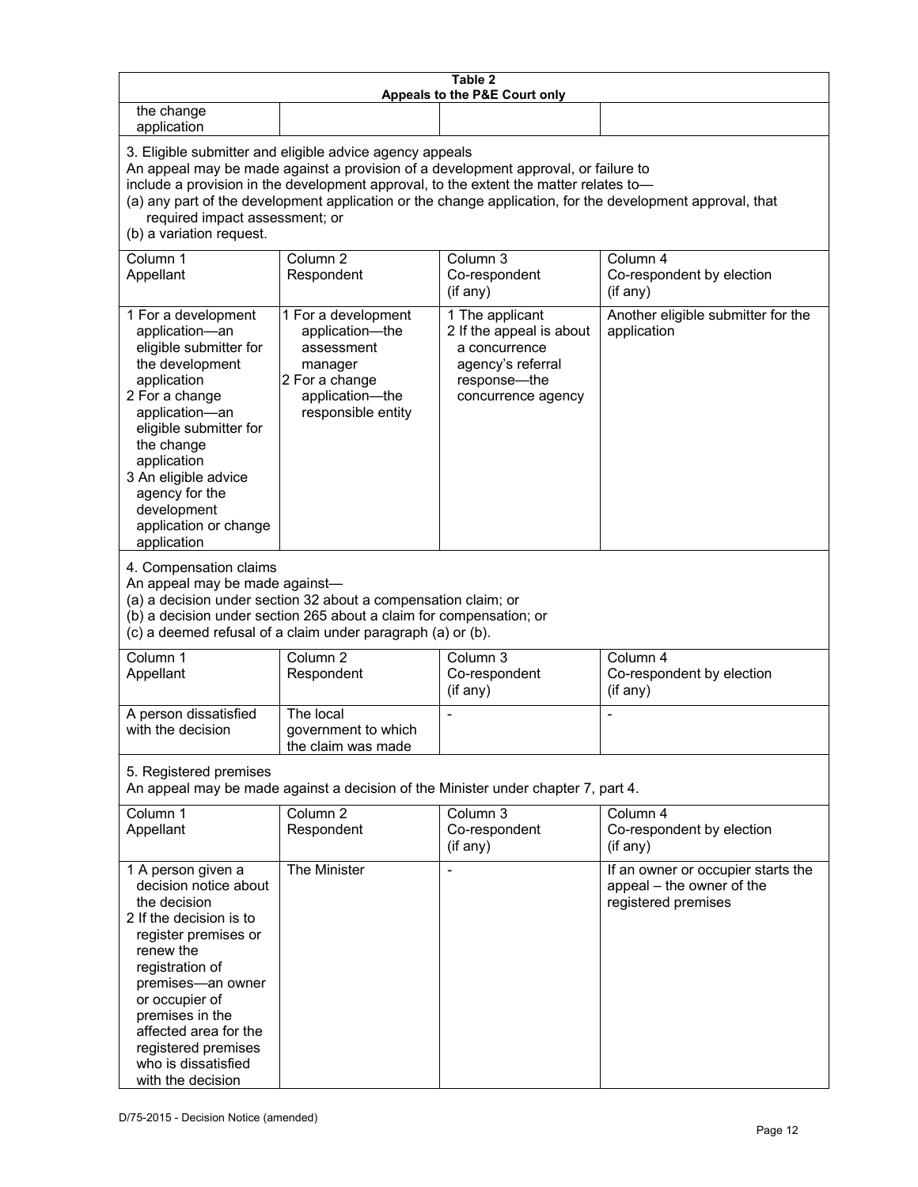| Table 2<br>Appeals to the P&E Court only | | | |
|---|---|---|---|
| the change application | | | |
| 3. Eligible submitter and eligible advice agency appeals<br>An appeal may be made against a provision of a development approval, or failure to include a provision in the development approval, to the extent the matter relates to—<br>(a) any part of the development application or the change application, for the development approval, that required impact assessment; or<br>(b) a variation request. | | | |
| Column 1<br>Appellant | Column 2<br>Respondent | Column 3<br>Co-respondent<br>(if any) | Column 4<br>Co-respondent by election<br>(if any) |
| 1 For a development application—an eligible submitter for the development application<br>2 For a change application—an eligible submitter for the change application<br>3 An eligible advice agency for the development application or change application | 1 For a development application—the assessment manager<br>2 For a change application—the responsible entity | 1 The applicant<br>2 If the appeal is about a concurrence agency's referral response—the concurrence agency | Another eligible submitter for the application |
| 4. Compensation claims<br>An appeal may be made against—<br>(a) a decision under section 32 about a compensation claim; or<br>(b) a decision under section 265 about a claim for compensation; or<br>(c) a deemed refusal of a claim under paragraph (a) or (b). | | | |
| Column 1<br>Appellant | Column 2<br>Respondent | Column 3<br>Co-respondent<br>(if any) | Column 4<br>Co-respondent by election<br>(if any) |
| A person dissatisfied with the decision | The local government to which the claim was made | - | - |
| 5. Registered premises<br>An appeal may be made against a decision of the Minister under chapter 7, part 4. | | | |
| Column 1<br>Appellant | Column 2<br>Respondent | Column 3<br>Co-respondent<br>(if any) | Column 4<br>Co-respondent by election<br>(if any) |
| 1 A person given a decision notice about the decision<br>2 If the decision is to register premises or renew the registration of premises—an owner or occupier of premises in the affected area for the registered premises who is dissatisfied with the decision | The Minister | - | If an owner or occupier starts the appeal – the owner of the registered premises |

D/75-2015 - Decision Notice (amended)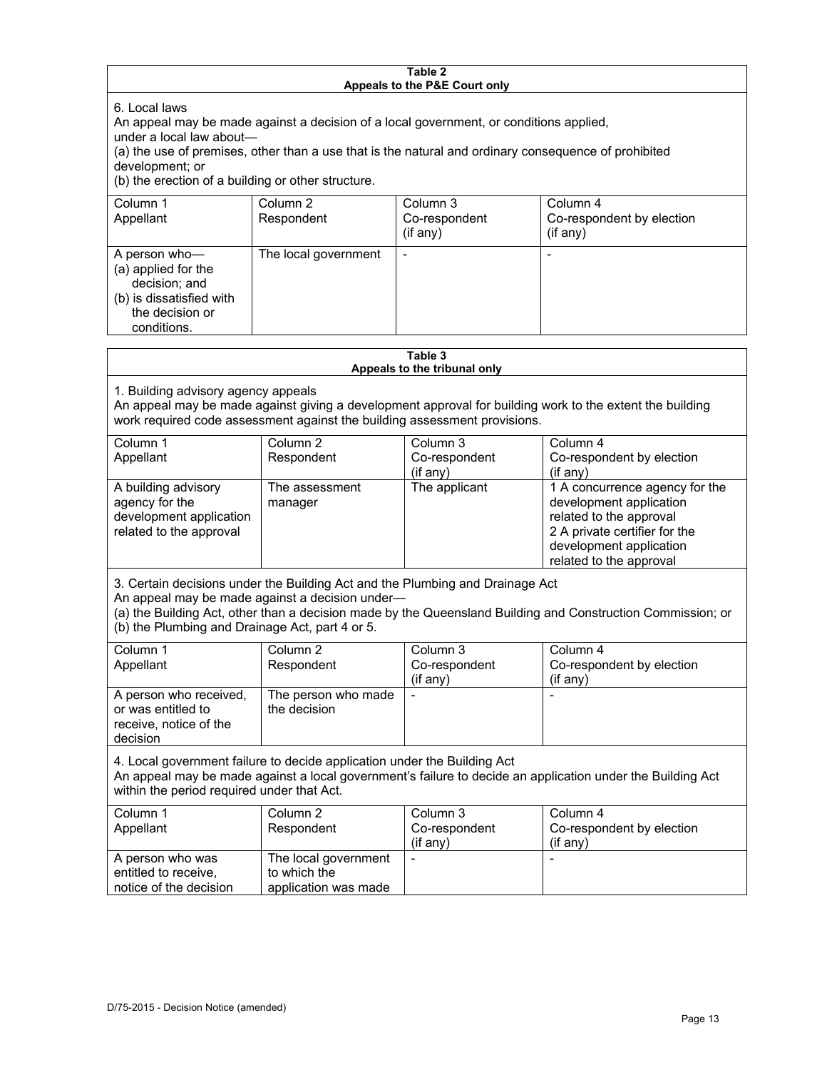**Table 2**
**Appeals to the P&E Court only**

6. Local laws
An appeal may be made against a decision of a local government, or conditions applied, under a local law about—
(a) the use of premises, other than a use that is the natural and ordinary consequence of prohibited development; or
(b) the erection of a building or other structure.

| Column 1<br>Appellant | Column 2<br>Respondent | Column 3<br>Co-respondent<br>(if any) | Column 4<br>Co-respondent by election<br>(if any) |
|---|---|---|---|
| A person who—<br>(a) applied for the decision; and<br>(b) is dissatisfied with the decision or conditions. | The local government | - | - |

**Table 3**
**Appeals to the tribunal only**

1. Building advisory agency appeals
An appeal may be made against giving a development approval for building work to the extent the building work required code assessment against the building assessment provisions.

| Column 1<br>Appellant | Column 2<br>Respondent | Column 3<br>Co-respondent<br>(if any) | Column 4<br>Co-respondent by election<br>(if any) |
|---|---|---|---|
| A building advisory agency for the development application related to the approval | The assessment manager | The applicant | 1 A concurrence agency for the development application related to the approval<br>2 A private certifier for the development application related to the approval |

3. Certain decisions under the Building Act and the Plumbing and Drainage Act
An appeal may be made against a decision under—
(a) the Building Act, other than a decision made by the Queensland Building and Construction Commission; or
(b) the Plumbing and Drainage Act, part 4 or 5.

| Column 1<br>Appellant | Column 2<br>Respondent | Column 3<br>Co-respondent<br>(if any) | Column 4<br>Co-respondent by election<br>(if any) |
|---|---|---|---|
| A person who received, or was entitled to receive, notice of the decision | The person who made the decision | - | - |

4. Local government failure to decide application under the Building Act
An appeal may be made against a local government's failure to decide an application under the Building Act within the period required under that Act.

| Column 1<br>Appellant | Column 2<br>Respondent | Column 3<br>Co-respondent<br>(if any) | Column 4<br>Co-respondent by election<br>(if any) |
|---|---|---|---|
| A person who was entitled to receive, notice of the decision | The local government to which the application was made | - | - |

D/75-2015 - Decision Notice (amended)